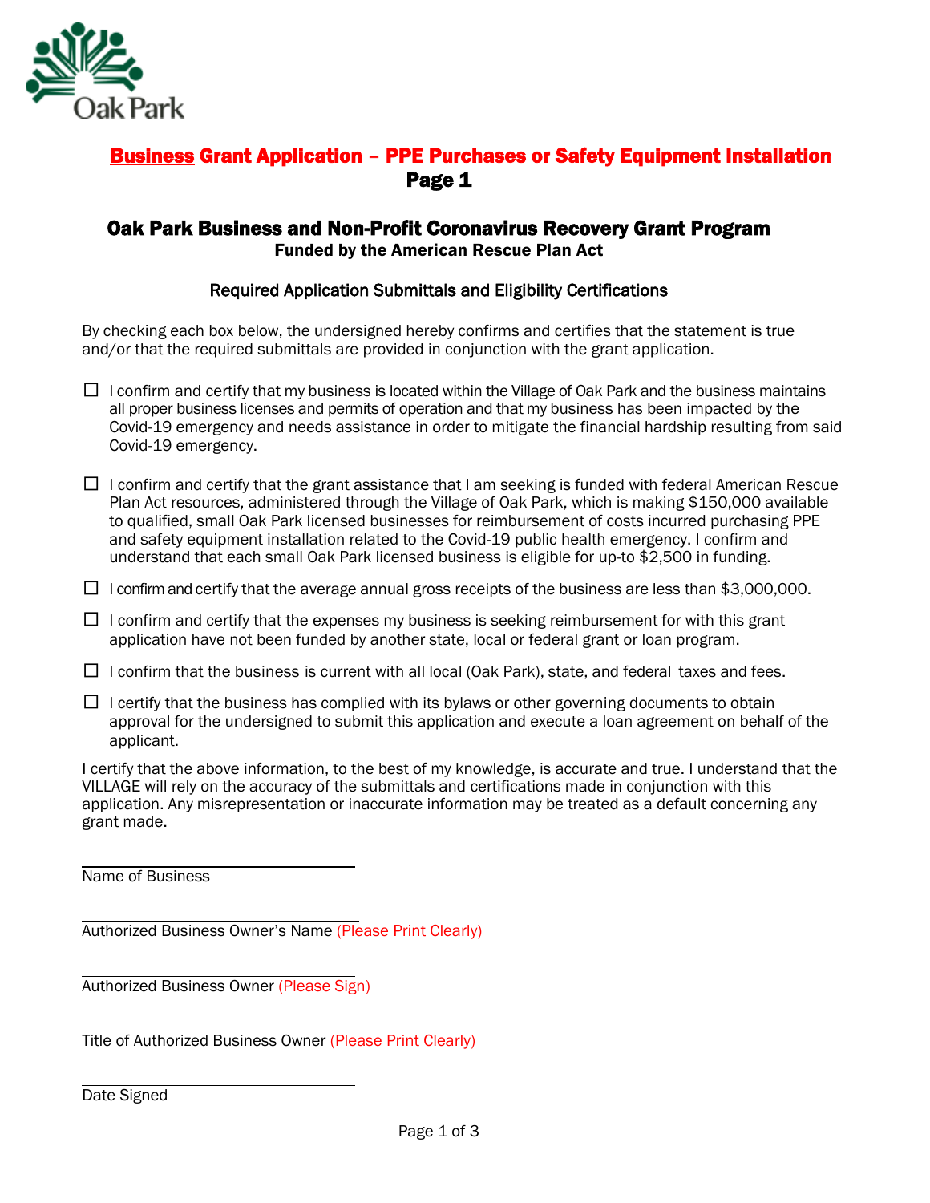Oak Park

# Business Grant Application – PPE Purchases or Safety Equipment Installation
## Page 1

## Oak Park Business and Non-Profit Coronavirus Recovery Grant Program
**Funded by the American Rescue Plan Act**

### Required Application Submittals and Eligibility Certifications

By checking each box below, the undersigned hereby confirms and certifies that the statement is true and/or that the required submittals are provided in conjunction with the grant application.

- ☐ I confirm and certify that my business is located within the Village of Oak Park and the business maintains all proper business licenses and permits of operation and that my business has been impacted by the Covid-19 emergency and needs assistance in order to mitigate the financial hardship resulting from said Covid-19 emergency.
- ☐ I confirm and certify that the grant assistance that I am seeking is funded with federal American Rescue Plan Act resources, administered through the Village of Oak Park, which is making $150,000 available to qualified, small Oak Park licensed businesses for reimbursement of costs incurred purchasing PPE and safety equipment installation related to the Covid-19 public health emergency. I confirm and understand that each small Oak Park licensed business is eligible for up-to $2,500 in funding.
- ☐ I confirm and certify that the average annual gross receipts of the business are less than $3,000,000.
- ☐ I confirm and certify that the expenses my business is seeking reimbursement for with this grant application have not been funded by another state, local or federal grant or loan program.
- ☐ I confirm that the business is current with all local (Oak Park), state, and federal taxes and fees.
- ☐ I certify that the business has complied with its bylaws or other governing documents to obtain approval for the undersigned to submit this application and execute a loan agreement on behalf of the applicant.

I certify that the above information, to the best of my knowledge, is accurate and true. I understand that the VILLAGE will rely on the accuracy of the submittals and certifications made in conjunction with this application. Any misrepresentation or inaccurate information may be treated as a default concerning any grant made.

______________________________
Name of Business

______________________________
Authorized Business Owner's Name (Please Print Clearly)

______________________________
Authorized Business Owner (Please Sign)

______________________________
Title of Authorized Business Owner (Please Print Clearly)

______________________________
Date Signed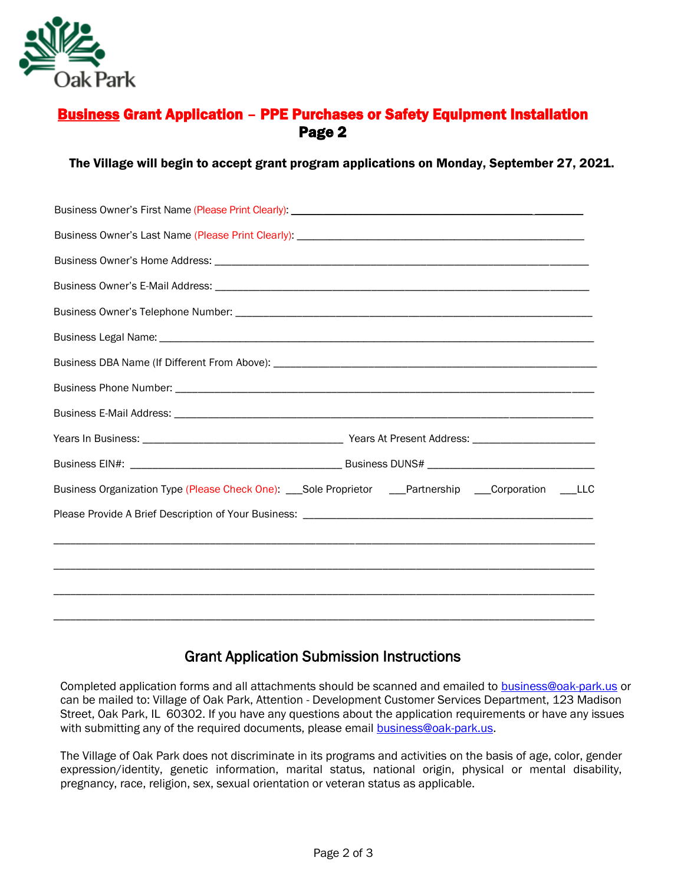# Business Grant Application – PPE Purchases or Safety Equipment Installation
## Page 2

**The Village will begin to accept grant program applications on Monday, September 27, 2021.**

Business Owner's First Name (Please Print Clearly): ______________________________________________

Business Owner's Last Name (Please Print Clearly): ______________________________________________

Business Owner's Home Address: ______________________________________________________________

Business Owner's E-Mail Address: ______________________________________________________________

Business Owner's Telephone Number: ___________________________________________________________

Business Legal Name: _______________________________________________________________________

Business DBA Name (If Different From Above): ___________________________________________________

Business Phone Number: ____________________________________________________________________

Business E-Mail Address: ____________________________________________________________________

Years In Business: ________________________________ Years At Present Address: ____________________

Business EIN#: __________________________________ Business DUNS# ___________________________

Business Organization Type (Please Check One): ___Sole Proprietor ___Partnership ___Corporation ___LLC

Please Provide A Brief Description of Your Business: ______________________________________________

_____________________________________________________________________________________________

_____________________________________________________________________________________________

_____________________________________________________________________________________________

_____________________________________________________________________________________________

## Grant Application Submission Instructions

Completed application forms and all attachments should be scanned and emailed to business@oak-park.us or can be mailed to: Village of Oak Park, Attention - Development Customer Services Department, 123 Madison Street, Oak Park, IL 60302. If you have any questions about the application requirements or have any issues with submitting any of the required documents, please email business@oak-park.us.

The Village of Oak Park does not discriminate in its programs and activities on the basis of age, color, gender expression/identity, genetic information, marital status, national origin, physical or mental disability, pregnancy, race, religion, sex, sexual orientation or veteran status as applicable.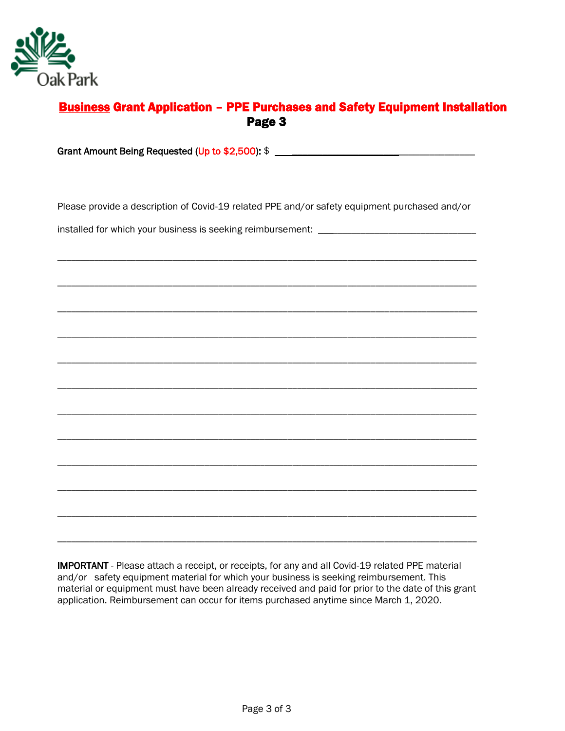Oak Park

# Business Grant Application – PPE Purchases and Safety Equipment Installation
## Page 3

Grant Amount Being Requested (Up to $2,500): $ ________________________________________

Please provide a description of Covid-19 related PPE and/or safety equipment purchased and/or installed for which your business is seeking reimbursement: ______________________________

____________________________________________________________________________

____________________________________________________________________________

____________________________________________________________________________

____________________________________________________________________________

____________________________________________________________________________

____________________________________________________________________________

____________________________________________________________________________

____________________________________________________________________________

____________________________________________________________________________

____________________________________________________________________________

____________________________________________________________________________

____________________________________________________________________________

**IMPORTANT** - Please attach a receipt, or receipts, for any and all Covid-19 related PPE material and/or safety equipment material for which your business is seeking reimbursement. This material or equipment must have been already received and paid for prior to the date of this grant application. Reimbursement can occur for items purchased anytime since March 1, 2020.